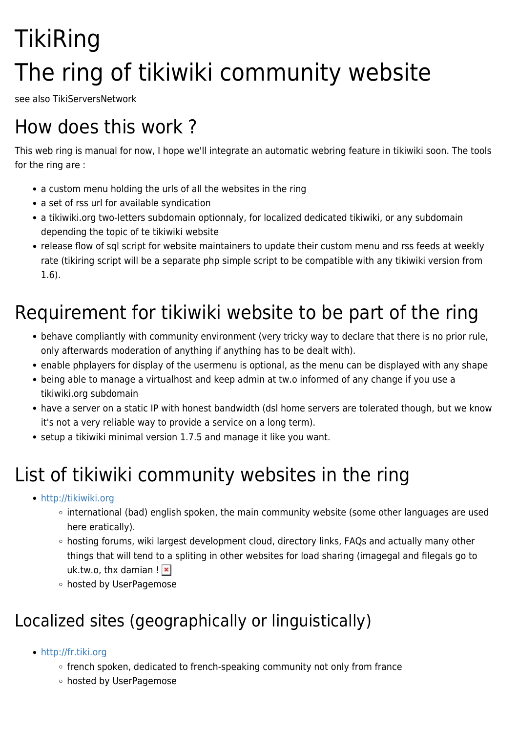# TikiRing

# The ring of tikiwiki community website

see also TikiServersNetwork

## How does this work ?

This web ring is manual for now, I hope we'll integrate an automatic webring feature in tikiwiki soon. The tools for the ring are :

- a custom menu holding the urls of all the websites in the ring
- a set of rss url for available syndication
- a tikiwiki.org two-letters subdomain optionnaly, for localized dedicated tikiwiki, or any subdomain depending the topic of te tikiwiki website
- release flow of sql script for website maintainers to update their custom menu and rss feeds at weekly rate (tikiring script will be a separate php simple script to be compatible with any tikiwiki version from 1.6).

## Requirement for tikiwiki website to be part of the ring

- behave compliantly with community environment (very tricky way to declare that there is no prior rule, only afterwards moderation of anything if anything has to be dealt with).
- enable phplayers for display of the usermenu is optional, as the menu can be displayed with any shape
- being able to manage a virtualhost and keep admin at tw.o informed of any change if you use a tikiwiki.org subdomain
- have a server on a static IP with honest bandwidth (dsl home servers are tolerated though, but we know it's not a very reliable way to provide a service on a long term).
- setup a tikiwiki minimal version 1.7.5 and manage it like you want.

## List of tikiwiki community websites in the ring

- http://tikiwiki.org
  - international (bad) english spoken, the main community website (some other languages are used here eratically).
  - hosting forums, wiki largest development cloud, directory links, FAQs and actually many other things that will tend to a spliting in other websites for load sharing (imagegal and filegals go to uk.tw.o, thx damian !
  - hosted by UserPagemose

### Localized sites (geographically or linguistically)

- http://fr.tiki.org
  - french spoken, dedicated to french-speaking community not only from france
  - hosted by UserPagemose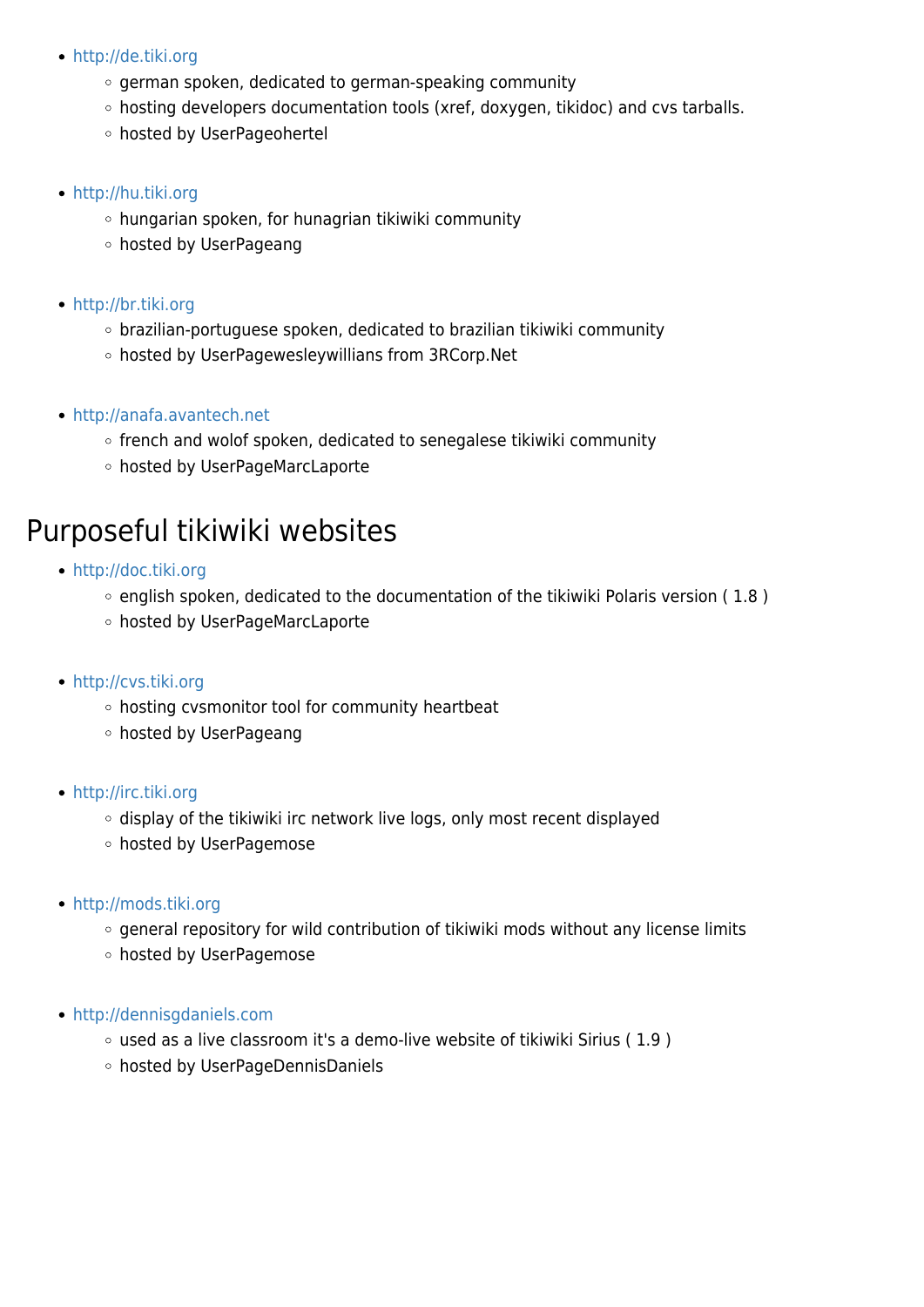- http://de.tiki.org
  - german spoken, dedicated to german-speaking community
  - hosting developers documentation tools (xref, doxygen, tikidoc) and cvs tarballs.
  - hosted by UserPageohertel

- http://hu.tiki.org
  - hungarian spoken, for hunagrian tikiwiki community
  - hosted by UserPageang

- http://br.tiki.org
  - brazilian-portuguese spoken, dedicated to brazilian tikiwiki community
  - hosted by UserPagewesleywillians from 3RCorp.Net

- http://anafa.avantech.net
  - french and wolof spoken, dedicated to senegalese tikiwiki community
  - hosted by UserPageMarcLaporte

# Purposeful tikiwiki websites

- http://doc.tiki.org
  - english spoken, dedicated to the documentation of the tikiwiki Polaris version ( 1.8 )
  - hosted by UserPageMarcLaporte

- http://cvs.tiki.org
  - hosting cvsmonitor tool for community heartbeat
  - hosted by UserPageang

- http://irc.tiki.org
  - display of the tikiwiki irc network live logs, only most recent displayed
  - hosted by UserPagemose

- http://mods.tiki.org
  - general repository for wild contribution of tikiwiki mods without any license limits
  - hosted by UserPagemose

- http://dennisgdaniels.com
  - used as a live classroom it's a demo-live website of tikiwiki Sirius ( 1.9 )
  - hosted by UserPageDennisDaniels